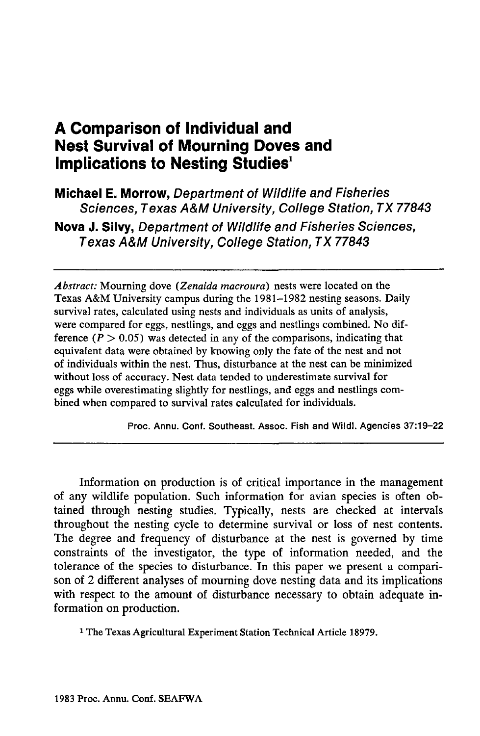# A Comparison of Individual and Nest Survival of Mourning Doves and Implications to Nesting Studies[1]

**Michael E. Morrow,** *Department of Wildlife and Fisheries Sciences, Texas A&M University, College Station, TX 77843*

**Nova J. Silvy,** *Department of Wildlife and Fisheries Sciences, Texas A&M University, College Station, TX 77843*

---

*Abstract:* Mourning dove (*Zenaida macroura*) nests were located on the Texas A&M University campus during the 1981–1982 nesting seasons. Daily survival rates, calculated using nests and individuals as units of analysis, were compared for eggs, nestlings, and eggs and nestlings combined. No difference ($P > 0.05$) was detected in any of the comparisons, indicating that equivalent data were obtained by knowing only the fate of the nest and not of individuals within the nest. Thus, disturbance at the nest can be minimized without loss of accuracy. Nest data tended to underestimate survival for eggs while overestimating slightly for nestlings, and eggs and nestlings combined when compared to survival rates calculated for individuals.

Proc. Annu. Conf. Southeast. Assoc. Fish and Wildl. Agencies 37:19–22

---

Information on production is of critical importance in the management of any wildlife population. Such information for avian species is often obtained through nesting studies. Typically, nests are checked at intervals throughout the nesting cycle to determine survival or loss of nest contents. The degree and frequency of disturbance at the nest is governed by time constraints of the investigator, the type of information needed, and the tolerance of the species to disturbance. In this paper we present a comparison of 2 different analyses of mourning dove nesting data and its implications with respect to the amount of disturbance necessary to obtain adequate information on production.

[1] The Texas Agricultural Experiment Station Technical Article 18979.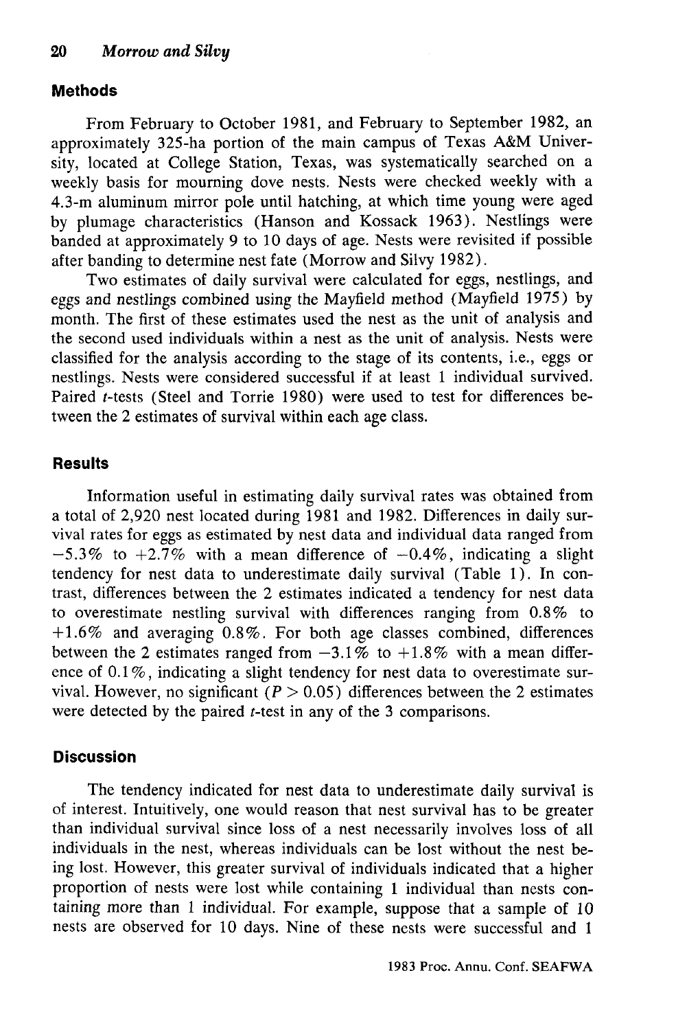## Methods

From February to October 1981, and February to September 1982, an approximately 325-ha portion of the main campus of Texas A&M University, located at College Station, Texas, was systematically searched on a weekly basis for mourning dove nests. Nests were checked weekly with a 4.3-m aluminum mirror pole until hatching, at which time young were aged by plumage characteristics (Hanson and Kossack 1963). Nestlings were banded at approximately 9 to 10 days of age. Nests were revisited if possible after banding to determine nest fate (Morrow and Silvy 1982).

Two estimates of daily survival were calculated for eggs, nestlings, and eggs and nestlings combined using the Mayfield method (Mayfield 1975) by month. The first of these estimates used the nest as the unit of analysis and the second used individuals within a nest as the unit of analysis. Nests were classified for the analysis according to the stage of its contents, i.e., eggs or nestlings. Nests were considered successful if at least 1 individual survived. Paired *t*-tests (Steel and Torrie 1980) were used to test for differences between the 2 estimates of survival within each age class.

## Results

Information useful in estimating daily survival rates was obtained from a total of 2,920 nest located during 1981 and 1982. Differences in daily survival rates for eggs as estimated by nest data and individual data ranged from −5.3% to +2.7% with a mean difference of −0.4%, indicating a slight tendency for nest data to underestimate daily survival (Table 1). In contrast, differences between the 2 estimates indicated a tendency for nest data to overestimate nestling survival with differences ranging from 0.8% to +1.6% and averaging 0.8%. For both age classes combined, differences between the 2 estimates ranged from −3.1% to +1.8% with a mean difference of 0.1%, indicating a slight tendency for nest data to overestimate survival. However, no significant ($P > 0.05$) differences between the 2 estimates were detected by the paired *t*-test in any of the 3 comparisons.

## Discussion

The tendency indicated for nest data to underestimate daily survival is of interest. Intuitively, one would reason that nest survival has to be greater than individual survival since loss of a nest necessarily involves loss of all individuals in the nest, whereas individuals can be lost without the nest being lost. However, this greater survival of individuals indicated that a higher proportion of nests were lost while containing 1 individual than nests containing more than 1 individual. For example, suppose that a sample of 10 nests are observed for 10 days. Nine of these nests were successful and 1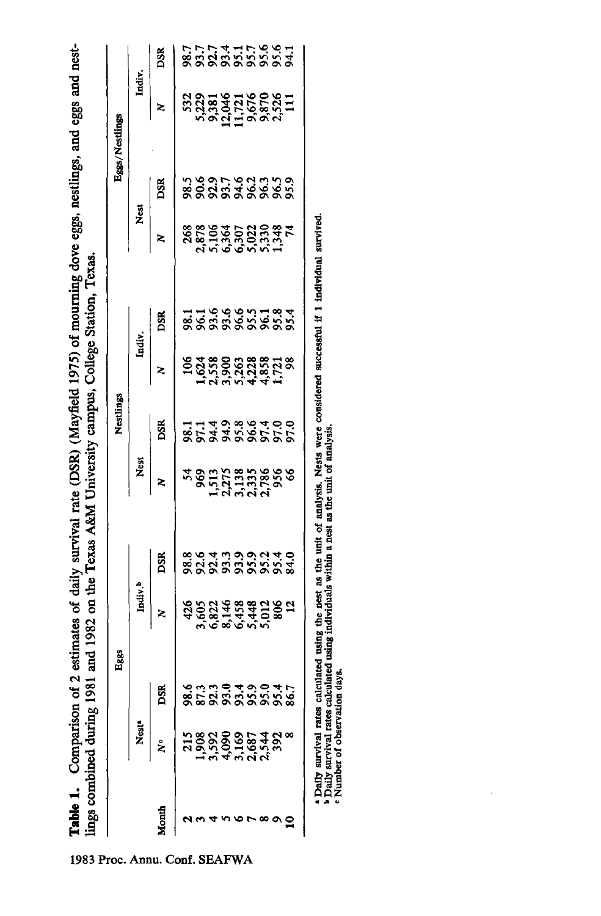**Table 1.** Comparison of 2 estimates of daily survival rate (DSR) (Mayfield 1975) of mourning dove eggs, nestlings, and eggs and nestlings combined during 1981 and 1982 on the Texas A&M University campus, College Station, Texas.

| Month | Eggs | | | | Nestlings | | | | Eggs/Nestlings | | | |
|---|---|---|---|---|---|---|---|---|---|---|---|---|
| | Nest[a] | | Indiv.[b] | | Nest | | Indiv. | | Nest | | Indiv. | |
| | N[c] | DSR | N | DSR | N | DSR | N | DSR | N | DSR | N | DSR |
| 2 | 215 | 98.6 | 426 | 98.8 | 54 | 98.1 | 106 | 98.1 | 268 | 98.5 | 532 | 98.7 |
| 3 | 1,908 | 87.3 | 3,605 | 92.6 | 969 | 97.1 | 1,624 | 96.1 | 2,878 | 90.6 | 5,229 | 93.7 |
| 4 | 3,592 | 92.3 | 6,822 | 92.4 | 1,513 | 94.4 | 2,558 | 93.6 | 5,106 | 92.9 | 9,381 | 92.7 |
| 5 | 4,090 | 93.0 | 8,146 | 93.3 | 2,275 | 94.9 | 3,900 | 93.6 | 6,364 | 93.7 | 12,046 | 93.4 |
| 6 | 3,169 | 93.4 | 6,458 | 93.9 | 3,138 | 95.8 | 5,263 | 96.6 | 6,307 | 94.6 | 11,721 | 95.1 |
| 7 | 2,687 | 95.9 | 5,448 | 95.9 | 2,335 | 96.6 | 4,228 | 95.5 | 5,022 | 96.2 | 9,676 | 95.7 |
| 8 | 2,544 | 95.0 | 5,012 | 95.2 | 2,786 | 97.4 | 4,858 | 96.1 | 5,330 | 96.3 | 9,870 | 95.6 |
| 9 | 392 | 95.4 | 806 | 95.4 | 956 | 97.0 | 1,721 | 95.8 | 1,348 | 96.5 | 2,526 | 95.6 |
| 10 | 8 | 86.7 | 12 | 84.0 | 66 | 97.0 | 98 | 95.4 | 74 | 95.9 | 111 | 94.1 |

[a] Daily survival rates calculated using the nest as the unit of analysis. Nests were considered successful if 1 individual survived.
[b] Daily survival rates calculated using individuals within a nest as the unit of analysis.
[c] Number of observation days.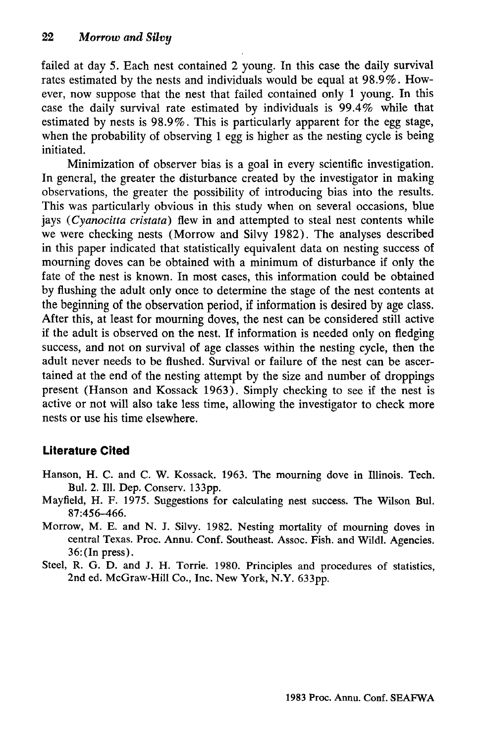failed at day 5. Each nest contained 2 young. In this case the daily survival rates estimated by the nests and individuals would be equal at 98.9%. However, now suppose that the nest that failed contained only 1 young. In this case the daily survival rate estimated by individuals is 99.4% while that estimated by nests is 98.9%. This is particularly apparent for the egg stage, when the probability of observing 1 egg is higher as the nesting cycle is being initiated.

Minimization of observer bias is a goal in every scientific investigation. In general, the greater the disturbance created by the investigator in making observations, the greater the possibility of introducing bias into the results. This was particularly obvious in this study when on several occasions, blue jays (*Cyanocitta cristata*) flew in and attempted to steal nest contents while we were checking nests (Morrow and Silvy 1982). The analyses described in this paper indicated that statistically equivalent data on nesting success of mourning doves can be obtained with a minimum of disturbance if only the fate of the nest is known. In most cases, this information could be obtained by flushing the adult only once to determine the stage of the nest contents at the beginning of the observation period, if information is desired by age class. After this, at least for mourning doves, the nest can be considered still active if the adult is observed on the nest. If information is needed only on fledging success, and not on survival of age classes within the nesting cycle, then the adult never needs to be flushed. Survival or failure of the nest can be ascertained at the end of the nesting attempt by the size and number of droppings present (Hanson and Kossack 1963). Simply checking to see if the nest is active or not will also take less time, allowing the investigator to check more nests or use his time elsewhere.

## Literature Cited

Hanson, H. C. and C. W. Kossack. 1963. The mourning dove in Illinois. Tech. Bul. 2. Ill. Dep. Conserv. 133pp.

Mayfield, H. F. 1975. Suggestions for calculating nest success. The Wilson Bul. 87:456–466.

Morrow, M. E. and N. J. Silvy. 1982. Nesting mortality of mourning doves in central Texas. Proc. Annu. Conf. Southeast. Assoc. Fish. and Wildl. Agencies. 36:(In press).

Steel, R. G. D. and J. H. Torrie. 1980. Principles and procedures of statistics, 2nd ed. McGraw-Hill Co., Inc. New York, N.Y. 633pp.